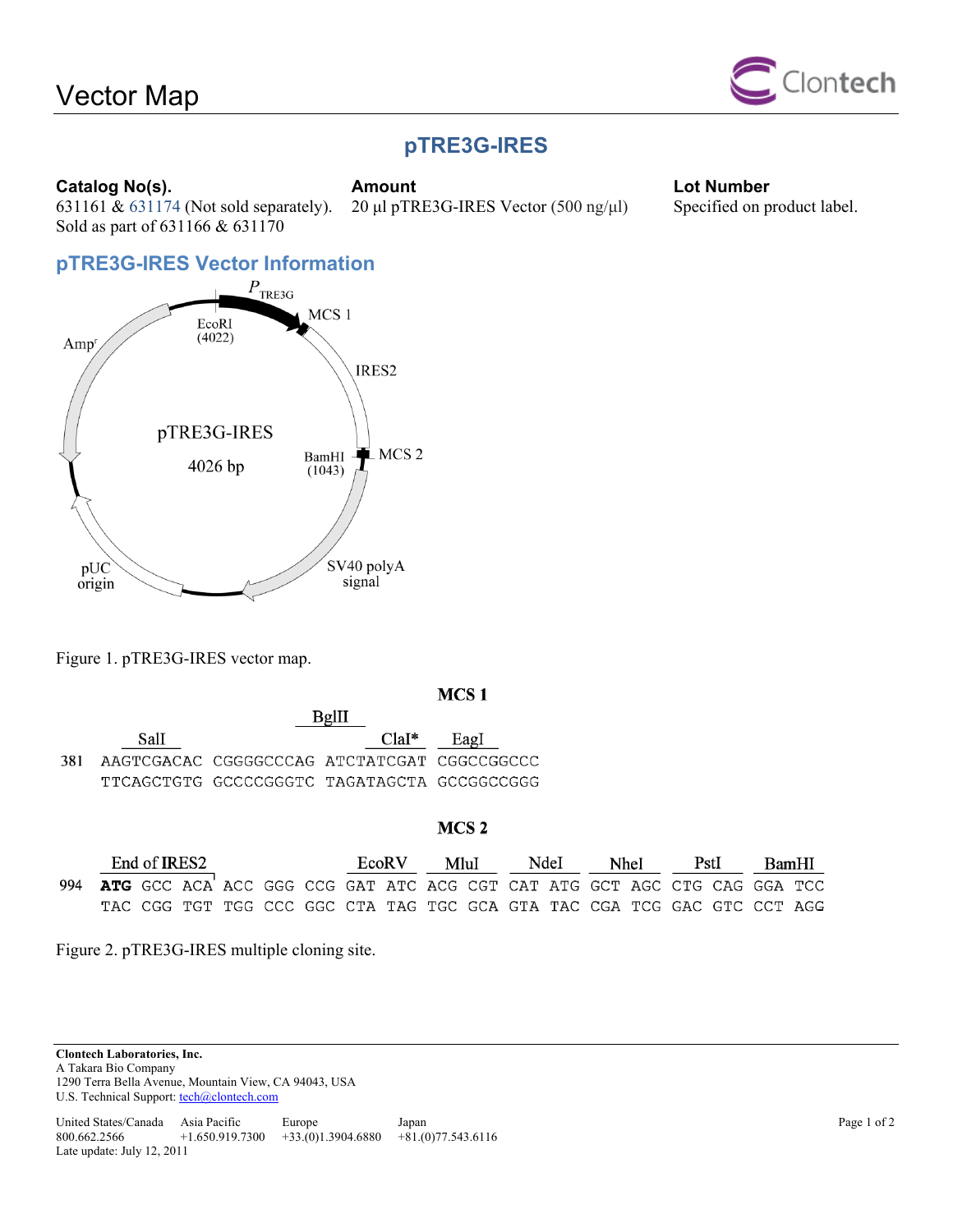# Vector Map

## pTRE3G-IRES

**Catalog No(s).**
631161 & 631174 (Not sold separately). Sold as part of 631166 & 631170

**Amount**
20 µl pTRE3G-IRES Vector (500 ng/µl)

**Lot Number**
Specified on product label.

### pTRE3G-IRES Vector Information

pTRE3G-IRES
4026 bp

$P_{TRE3G}$, MCS 1, IRES2, MCS 2, BamHI (1043), SV40 polyA signal, pUC origin, Amp[r], EcoRI (4022)

Figure 1. pTRE3G-IRES vector map.

**MCS 1**

```
      SalI                   BglII   ClaI*      EagI
381   AAGTCGACAC CGGGGCCCAG ATCTATCGAT CGGCCGGCCC
      TTCAGCTGTG GCCCCGGGTC TAGATAGCTA GCCGGCCGGG
```

**MCS 2**

```
      End of IRES2                EcoRV    MluI     NdeI     NheI     PstI     BamHI
994   ATG GCC ACA ACC GGG CCG GAT ATC ACG CGT CAT ATG GCT AGC CTG CAG GGA TCC
      TAC CGG TGT TGG CCC GGC CTA TAG TGC GCA GTA TAC CGA TCG GAC GTC CCT AGG
```

Figure 2. pTRE3G-IRES multiple cloning site.

**Clontech Laboratories, Inc.**
A Takara Bio Company
1290 Terra Bella Avenue, Mountain View, CA 94043, USA
U.S. Technical Support: tech@clontech.com

United States/Canada 800.662.2566 | Asia Pacific +1.650.919.7300 | Europe +33.(0)1.3904.6880 | Japan +81.(0)77.543.6116

Late update: July 12, 2011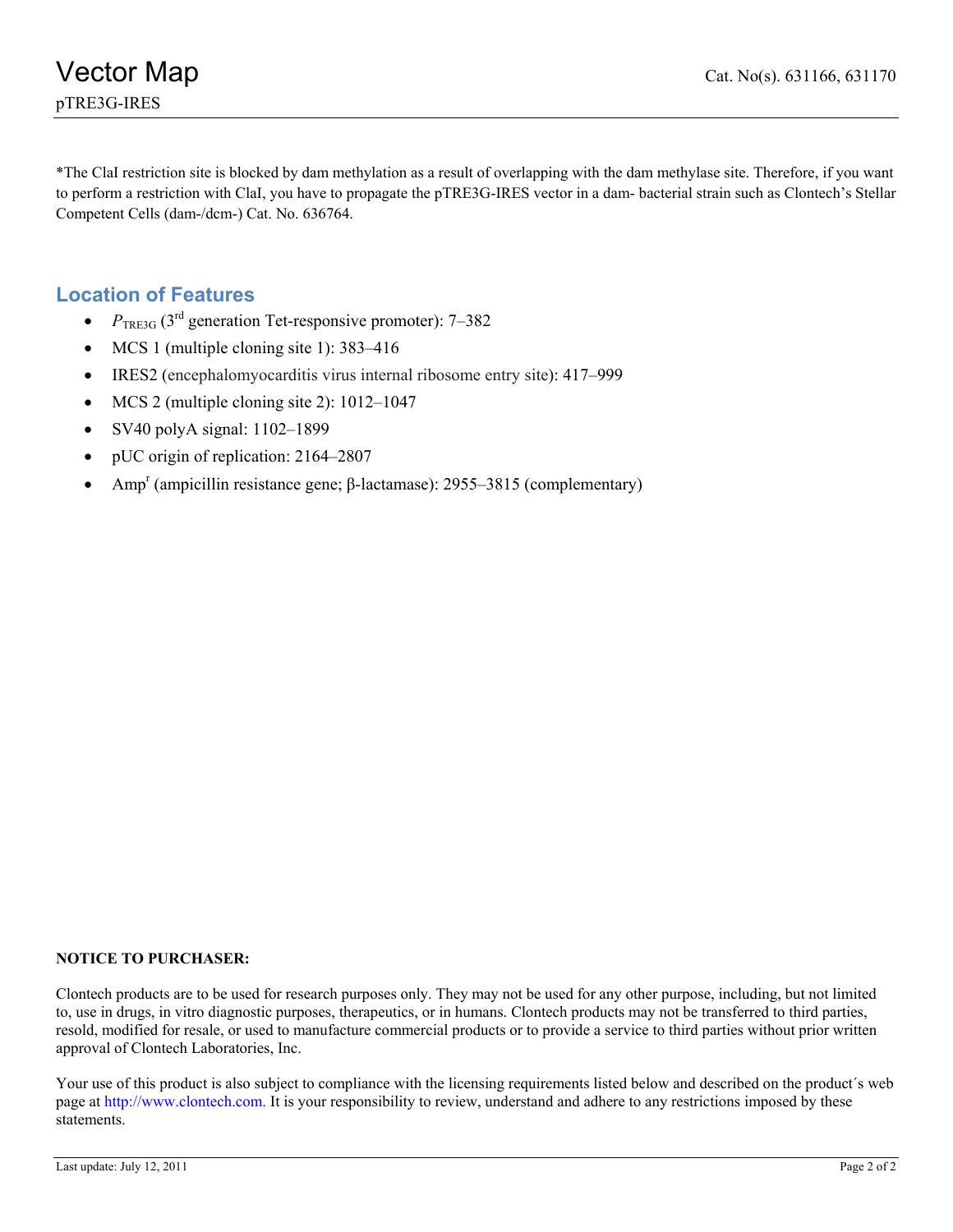*The ClaI restriction site is blocked by dam methylation as a result of overlapping with the dam methylase site. Therefore, if you want to perform a restriction with ClaI, you have to propagate the pTRE3G-IRES vector in a dam- bacterial strain such as Clontech's Stellar Competent Cells (dam-/dcm-) Cat. No. 636764.

## Location of Features

- $P_{TRE3G}$ (3rd generation Tet-responsive promoter): 7–382
- MCS 1 (multiple cloning site 1): 383–416
- IRES2 (encephalomyocarditis virus internal ribosome entry site): 417–999
- MCS 2 (multiple cloning site 2): 1012–1047
- SV40 polyA signal: 1102–1899
- pUC origin of replication: 2164–2807
- $Amp^r$ (ampicillin resistance gene; β-lactamase): 2955–3815 (complementary)

**NOTICE TO PURCHASER:**

Clontech products are to be used for research purposes only. They may not be used for any other purpose, including, but not limited to, use in drugs, in vitro diagnostic purposes, therapeutics, or in humans. Clontech products may not be transferred to third parties, resold, modified for resale, or used to manufacture commercial products or to provide a service to third parties without prior written approval of Clontech Laboratories, Inc.

Your use of this product is also subject to compliance with the licensing requirements listed below and described on the product´s web page at http://www.clontech.com. It is your responsibility to review, understand and adhere to any restrictions imposed by these statements.